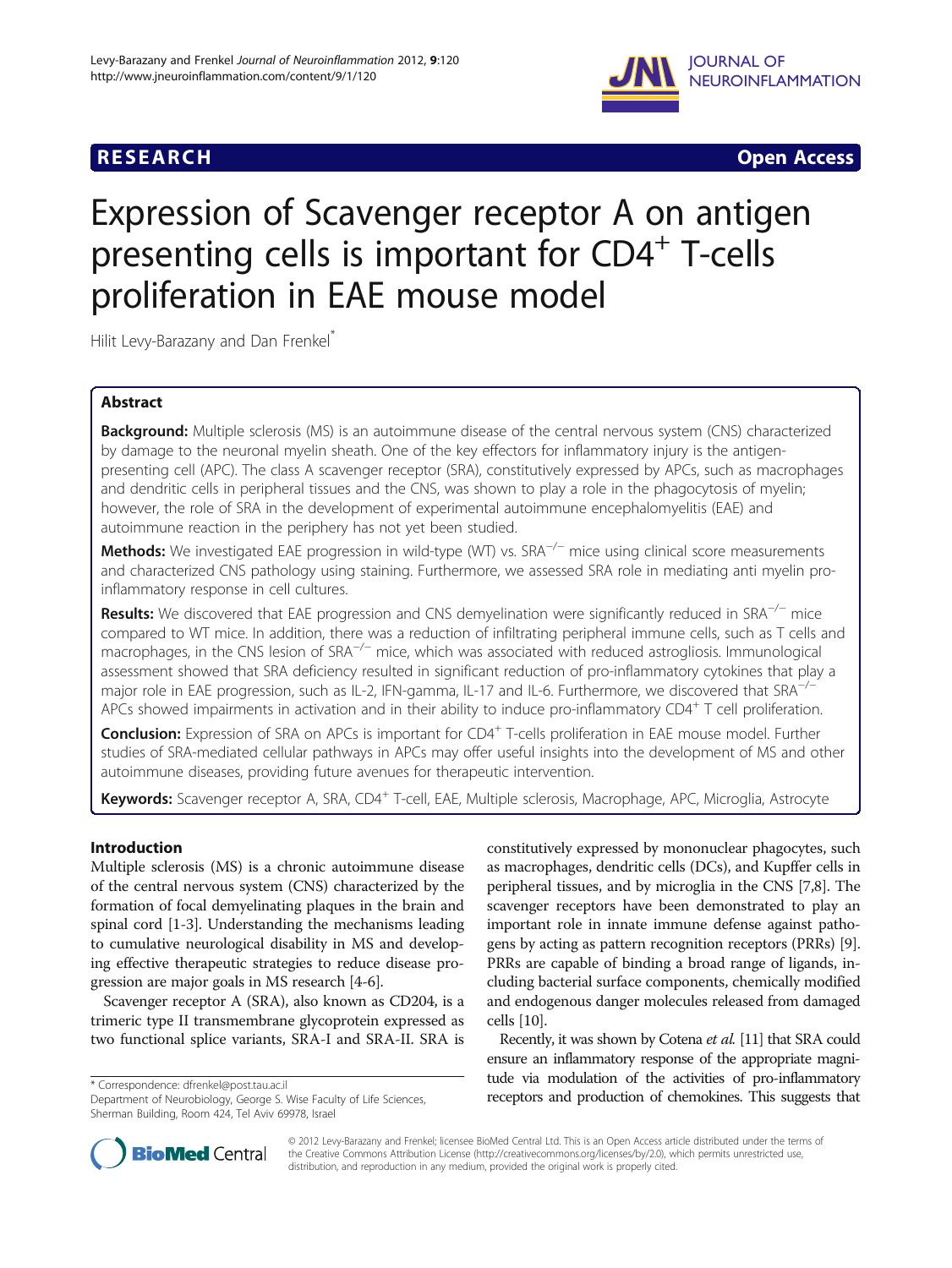**RESEARCH** **Open Access**

# Expression of Scavenger receptor A on antigen presenting cells is important for CD4$^{+}$ T-cells proliferation in EAE mouse model

Hilit Levy-Barazany and Dan Frenkel*

## Abstract

**Background:** Multiple sclerosis (MS) is an autoimmune disease of the central nervous system (CNS) characterized by damage to the neuronal myelin sheath. One of the key effectors for inflammatory injury is the antigen-presenting cell (APC). The class A scavenger receptor (SRA), constitutively expressed by APCs, such as macrophages and dendritic cells in peripheral tissues and the CNS, was shown to play a role in the phagocytosis of myelin; however, the role of SRA in the development of experimental autoimmune encephalomyelitis (EAE) and autoimmune reaction in the periphery has not yet been studied.

**Methods:** We investigated EAE progression in wild-type (WT) vs. SRA$^{-/-}$ mice using clinical score measurements and characterized CNS pathology using staining. Furthermore, we assessed SRA role in mediating anti myelin pro-inflammatory response in cell cultures.

**Results:** We discovered that EAE progression and CNS demyelination were significantly reduced in SRA$^{-/-}$ mice compared to WT mice. In addition, there was a reduction of infiltrating peripheral immune cells, such as T cells and macrophages, in the CNS lesion of SRA$^{-/-}$ mice, which was associated with reduced astrogliosis. Immunological assessment showed that SRA deficiency resulted in significant reduction of pro-inflammatory cytokines that play a major role in EAE progression, such as IL-2, IFN-gamma, IL-17 and IL-6. Furthermore, we discovered that SRA$^{-/-}$ APCs showed impairments in activation and in their ability to induce pro-inflammatory CD4$^{+}$ T cell proliferation.

**Conclusion:** Expression of SRA on APCs is important for CD4$^{+}$ T-cells proliferation in EAE mouse model. Further studies of SRA-mediated cellular pathways in APCs may offer useful insights into the development of MS and other autoimmune diseases, providing future avenues for therapeutic intervention.

**Keywords:** Scavenger receptor A, SRA, CD4$^{+}$ T-cell, EAE, Multiple sclerosis, Macrophage, APC, Microglia, Astrocyte

## Introduction

Multiple sclerosis (MS) is a chronic autoimmune disease of the central nervous system (CNS) characterized by the formation of focal demyelinating plaques in the brain and spinal cord [1-3]. Understanding the mechanisms leading to cumulative neurological disability in MS and developing effective therapeutic strategies to reduce disease progression are major goals in MS research [4-6].

Scavenger receptor A (SRA), also known as CD204, is a trimeric type II transmembrane glycoprotein expressed as two functional splice variants, SRA-I and SRA-II. SRA is constitutively expressed by mononuclear phagocytes, such as macrophages, dendritic cells (DCs), and Kupffer cells in peripheral tissues, and by microglia in the CNS [7,8]. The scavenger receptors have been demonstrated to play an important role in innate immune defense against pathogens by acting as pattern recognition receptors (PRRs) [9]. PRRs are capable of binding a broad range of ligands, including bacterial surface components, chemically modified and endogenous danger molecules released from damaged cells [10].

Recently, it was shown by Cotena *et al.* [11] that SRA could ensure an inflammatory response of the appropriate magnitude via modulation of the activities of pro-inflammatory receptors and production of chemokines. This suggests that

\* Correspondence: dfrenkel@post.tau.ac.il
Department of Neurobiology, George S. Wise Faculty of Life Sciences, Sherman Building, Room 424, Tel Aviv 69978, Israel

© 2012 Levy-Barazany and Frenkel; licensee BioMed Central Ltd. This is an Open Access article distributed under the terms of the Creative Commons Attribution License (http://creativecommons.org/licenses/by/2.0), which permits unrestricted use, distribution, and reproduction in any medium, provided the original work is properly cited.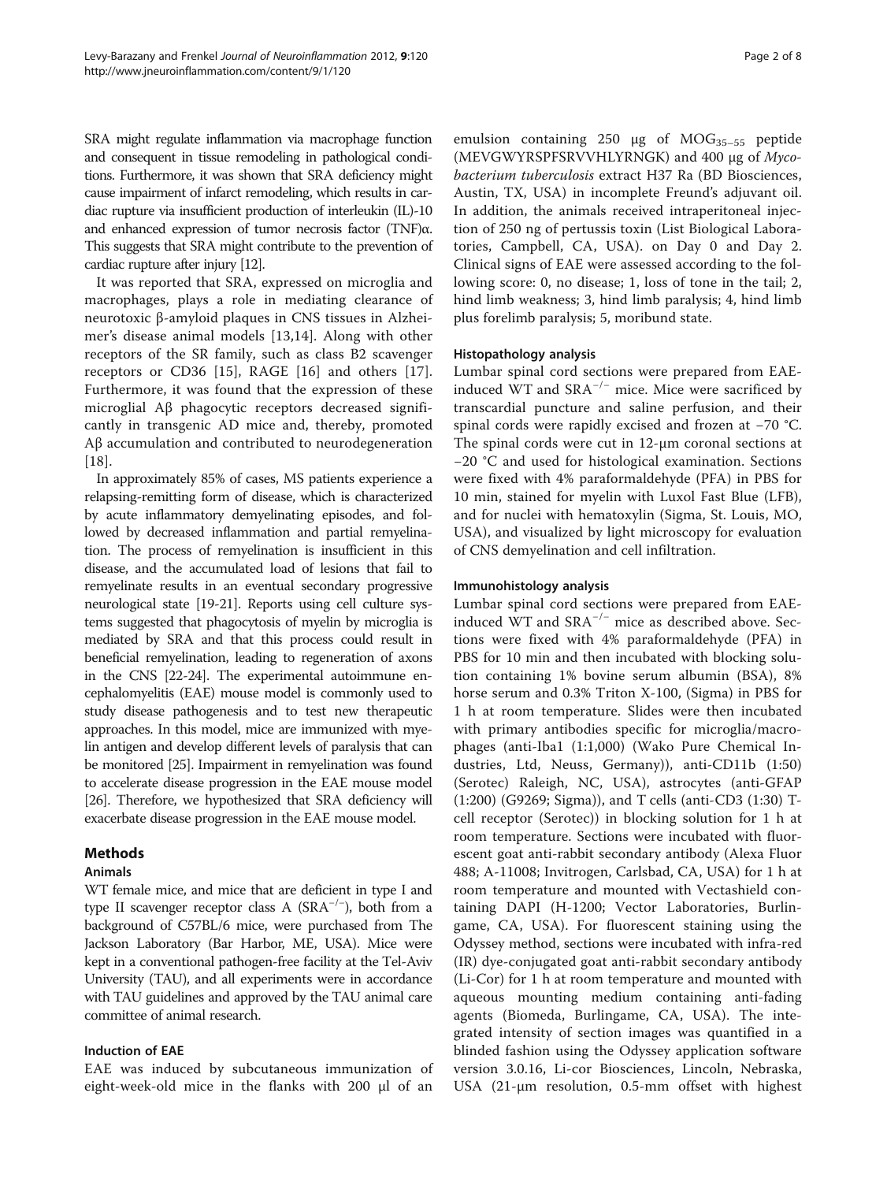SRA might regulate inflammation via macrophage function and consequent in tissue remodeling in pathological conditions. Furthermore, it was shown that SRA deficiency might cause impairment of infarct remodeling, which results in cardiac rupture via insufficient production of interleukin (IL)-10 and enhanced expression of tumor necrosis factor (TNF)α. This suggests that SRA might contribute to the prevention of cardiac rupture after injury [12].

It was reported that SRA, expressed on microglia and macrophages, plays a role in mediating clearance of neurotoxic β-amyloid plaques in CNS tissues in Alzheimer's disease animal models [13,14]. Along with other receptors of the SR family, such as class B2 scavenger receptors or CD36 [15], RAGE [16] and others [17]. Furthermore, it was found that the expression of these microglial Aβ phagocytic receptors decreased significantly in transgenic AD mice and, thereby, promoted Aβ accumulation and contributed to neurodegeneration [18].

In approximately 85% of cases, MS patients experience a relapsing-remitting form of disease, which is characterized by acute inflammatory demyelinating episodes, and followed by decreased inflammation and partial remyelination. The process of remyelination is insufficient in this disease, and the accumulated load of lesions that fail to remyelinate results in an eventual secondary progressive neurological state [19-21]. Reports using cell culture systems suggested that phagocytosis of myelin by microglia is mediated by SRA and that this process could result in beneficial remyelination, leading to regeneration of axons in the CNS [22-24]. The experimental autoimmune encephalomyelitis (EAE) mouse model is commonly used to study disease pathogenesis and to test new therapeutic approaches. In this model, mice are immunized with myelin antigen and develop different levels of paralysis that can be monitored [25]. Impairment in remyelination was found to accelerate disease progression in the EAE mouse model [26]. Therefore, we hypothesized that SRA deficiency will exacerbate disease progression in the EAE mouse model.

## Methods

### Animals

WT female mice, and mice that are deficient in type I and type II scavenger receptor class A ($SRA^{-/-}$), both from a background of C57BL/6 mice, were purchased from The Jackson Laboratory (Bar Harbor, ME, USA). Mice were kept in a conventional pathogen-free facility at the Tel-Aviv University (TAU), and all experiments were in accordance with TAU guidelines and approved by the TAU animal care committee of animal research.

### Induction of EAE

EAE was induced by subcutaneous immunization of eight-week-old mice in the flanks with 200 μl of an emulsion containing 250 μg of $MOG_{35-55}$ peptide (MEVGWYRSPFSRVVHLYRNGK) and 400 μg of *Mycobacterium tuberculosis* extract H37 Ra (BD Biosciences, Austin, TX, USA) in incomplete Freund's adjuvant oil. In addition, the animals received intraperitoneal injection of 250 ng of pertussis toxin (List Biological Laboratories, Campbell, CA, USA). on Day 0 and Day 2. Clinical signs of EAE were assessed according to the following score: 0, no disease; 1, loss of tone in the tail; 2, hind limb weakness; 3, hind limb paralysis; 4, hind limb plus forelimb paralysis; 5, moribund state.

### Histopathology analysis

Lumbar spinal cord sections were prepared from EAE-induced WT and $SRA^{-/-}$ mice. Mice were sacrificed by transcardial puncture and saline perfusion, and their spinal cords were rapidly excised and frozen at −70 °C. The spinal cords were cut in 12-μm coronal sections at −20 °C and used for histological examination. Sections were fixed with 4% paraformaldehyde (PFA) in PBS for 10 min, stained for myelin with Luxol Fast Blue (LFB), and for nuclei with hematoxylin (Sigma, St. Louis, MO, USA), and visualized by light microscopy for evaluation of CNS demyelination and cell infiltration.

### Immunohistology analysis

Lumbar spinal cord sections were prepared from EAE-induced WT and $SRA^{-/-}$ mice as described above. Sections were fixed with 4% paraformaldehyde (PFA) in PBS for 10 min and then incubated with blocking solution containing 1% bovine serum albumin (BSA), 8% horse serum and 0.3% Triton X-100, (Sigma) in PBS for 1 h at room temperature. Slides were then incubated with primary antibodies specific for microglia/macrophages (anti-Iba1 (1:1,000) (Wako Pure Chemical Industries, Ltd, Neuss, Germany)), anti-CD11b (1:50) (Serotec) Raleigh, NC, USA), astrocytes (anti-GFAP (1:200) (G9269; Sigma)), and T cells (anti-CD3 (1:30) T-cell receptor (Serotec)) in blocking solution for 1 h at room temperature. Sections were incubated with fluorescent goat anti-rabbit secondary antibody (Alexa Fluor 488; A-11008; Invitrogen, Carlsbad, CA, USA) for 1 h at room temperature and mounted with Vectashield containing DAPI (H-1200; Vector Laboratories, Burlingame, CA, USA). For fluorescent staining using the Odyssey method, sections were incubated with infra-red (IR) dye-conjugated goat anti-rabbit secondary antibody (Li-Cor) for 1 h at room temperature and mounted with aqueous mounting medium containing anti-fading agents (Biomeda, Burlingame, CA, USA). The integrated intensity of section images was quantified in a blinded fashion using the Odyssey application software version 3.0.16, Li-cor Biosciences, Lincoln, Nebraska, USA (21-μm resolution, 0.5-mm offset with highest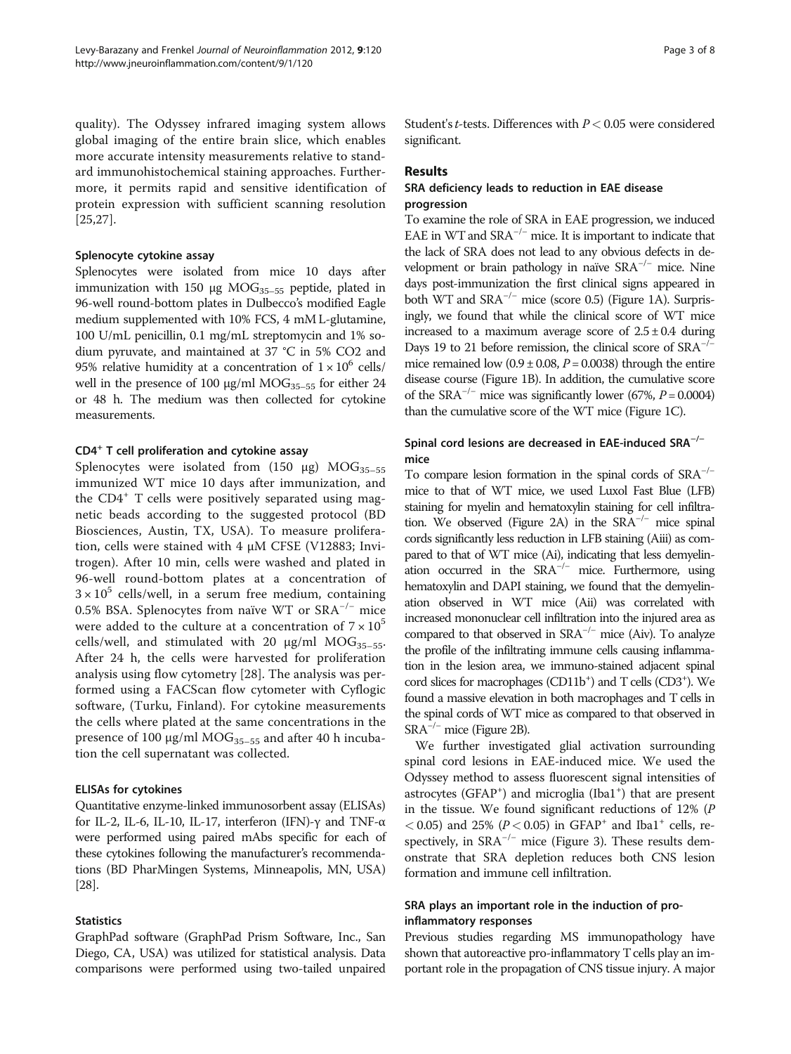quality). The Odyssey infrared imaging system allows global imaging of the entire brain slice, which enables more accurate intensity measurements relative to standard immunohistochemical staining approaches. Furthermore, it permits rapid and sensitive identification of protein expression with sufficient scanning resolution [25,27].

### Splenocyte cytokine assay

Splenocytes were isolated from mice 10 days after immunization with 150 μg $MOG_{35-55}$ peptide, plated in 96-well round-bottom plates in Dulbecco's modified Eagle medium supplemented with 10% FCS, 4 mM L-glutamine, 100 U/mL penicillin, 0.1 mg/mL streptomycin and 1% sodium pyruvate, and maintained at 37 °C in 5% CO2 and 95% relative humidity at a concentration of $1 \times 10^6$ cells/well in the presence of 100 μg/ml $MOG_{35-55}$ for either 24 or 48 h. The medium was then collected for cytokine measurements.

### CD4[+] T cell proliferation and cytokine assay

Splenocytes were isolated from (150 μg) $MOG_{35-55}$ immunized WT mice 10 days after immunization, and the CD4[+] T cells were positively separated using magnetic beads according to the suggested protocol (BD Biosciences, Austin, TX, USA). To measure proliferation, cells were stained with 4 μM CFSE (V12883; Invitrogen). After 10 min, cells were washed and plated in 96-well round-bottom plates at a concentration of $3 \times 10^5$ cells/well, in a serum free medium, containing 0.5% BSA. Splenocytes from naïve WT or $SRA^{-/-}$ mice were added to the culture at a concentration of $7 \times 10^5$ cells/well, and stimulated with 20 μg/ml $MOG_{35-55}$. After 24 h, the cells were harvested for proliferation analysis using flow cytometry [28]. The analysis was performed using a FACScan flow cytometer with Cyflogic software, (Turku, Finland). For cytokine measurements the cells where plated at the same concentrations in the presence of 100 μg/ml $MOG_{35-55}$ and after 40 h incubation the cell supernatant was collected.

### ELISAs for cytokines

Quantitative enzyme-linked immunosorbent assay (ELISAs) for IL-2, IL-6, IL-10, IL-17, interferon (IFN)-γ and TNF-α were performed using paired mAbs specific for each of these cytokines following the manufacturer's recommendations (BD PharMingen Systems, Minneapolis, MN, USA) [28].

### Statistics

GraphPad software (GraphPad Prism Software, Inc., San Diego, CA, USA) was utilized for statistical analysis. Data comparisons were performed using two-tailed unpaired Student's *t*-tests. Differences with $P < 0.05$ were considered significant.

## Results

### SRA deficiency leads to reduction in EAE disease progression

To examine the role of SRA in EAE progression, we induced EAE in WT and $SRA^{-/-}$ mice. It is important to indicate that the lack of SRA does not lead to any obvious defects in development or brain pathology in naïve $SRA^{-/-}$ mice. Nine days post-immunization the first clinical signs appeared in both WT and $SRA^{-/-}$ mice (score 0.5) (Figure 1A). Surprisingly, we found that while the clinical score of WT mice increased to a maximum average score of $2.5 \pm 0.4$ during Days 19 to 21 before remission, the clinical score of $SRA^{-/-}$ mice remained low ($0.9 \pm 0.08$, $P = 0.0038$) through the entire disease course (Figure 1B). In addition, the cumulative score of the $SRA^{-/-}$ mice was significantly lower (67%, $P = 0.0004$) than the cumulative score of the WT mice (Figure 1C).

### Spinal cord lesions are decreased in EAE-induced $SRA^{-/-}$ mice

To compare lesion formation in the spinal cords of $SRA^{-/-}$ mice to that of WT mice, we used Luxol Fast Blue (LFB) staining for myelin and hematoxylin staining for cell infiltration. We observed (Figure 2A) in the $SRA^{-/-}$ mice spinal cords significantly less reduction in LFB staining (Aiii) as compared to that of WT mice (Ai), indicating that less demyelination occurred in the $SRA^{-/-}$ mice. Furthermore, using hematoxylin and DAPI staining, we found that the demyelination observed in WT mice (Aii) was correlated with increased mononuclear cell infiltration into the injured area as compared to that observed in $SRA^{-/-}$ mice (Aiv). To analyze the profile of the infiltrating immune cells causing inflammation in the lesion area, we immuno-stained adjacent spinal cord slices for macrophages (CD11b[+]) and T cells (CD3[+]). We found a massive elevation in both macrophages and T cells in the spinal cords of WT mice as compared to that observed in $SRA^{-/-}$ mice (Figure 2B).

We further investigated glial activation surrounding spinal cord lesions in EAE-induced mice. We used the Odyssey method to assess fluorescent signal intensities of astrocytes (GFAP[+]) and microglia (Iba1[+]) that are present in the tissue. We found significant reductions of 12% ($P < 0.05$) and 25% ($P < 0.05$) in GFAP[+] and Iba1[+] cells, respectively, in $SRA^{-/-}$ mice (Figure 3). These results demonstrate that SRA depletion reduces both CNS lesion formation and immune cell infiltration.

### SRA plays an important role in the induction of pro-inflammatory responses

Previous studies regarding MS immunopathology have shown that autoreactive pro-inflammatory T cells play an important role in the propagation of CNS tissue injury. A major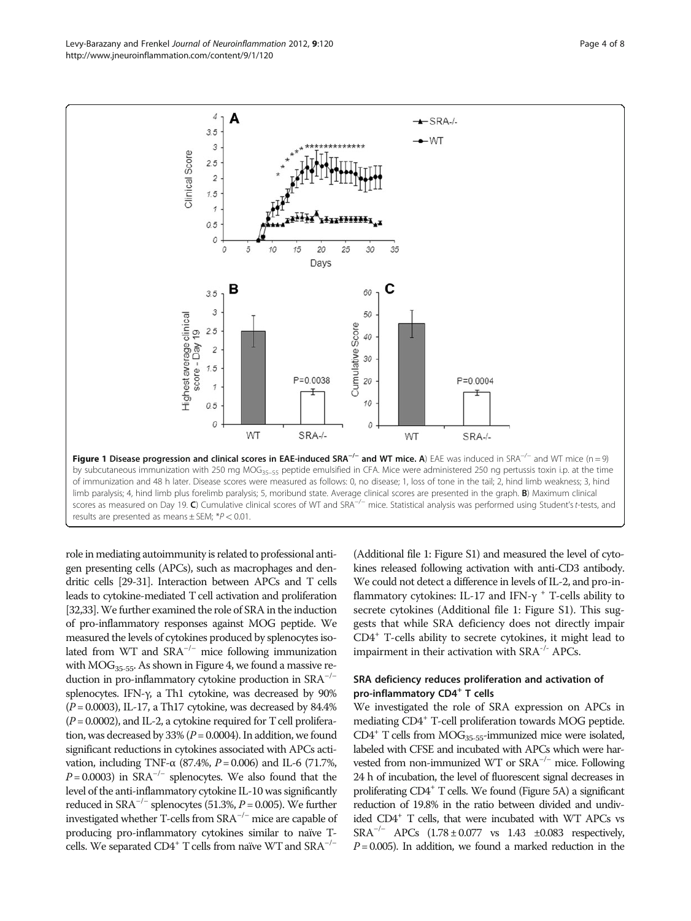**Figure 1 Disease progression and clinical scores in EAE-induced SRA$^{-/-}$ and WT mice. A**) EAE was induced in SRA$^{-/-}$ and WT mice (n = 9) by subcutaneous immunization with 250 mg $MOG_{35-55}$ peptide emulsified in CFA. Mice were administered 250 ng pertussis toxin i.p. at the time of immunization and 48 h later. Disease scores were measured as follows: 0, no disease; 1, loss of tone in the tail; 2, hind limb weakness; 3, hind limb paralysis; 4, hind limb plus forelimb paralysis; 5, moribund state. Average clinical scores are presented in the graph. **B**) Maximum clinical scores as measured on Day 19. **C**) Cumulative clinical scores of WT and SRA$^{-/-}$ mice. Statistical analysis was performed using Student's *t*-tests, and results are presented as means ± SEM; *$P < 0.01$.

role in mediating autoimmunity is related to professional antigen presenting cells (APCs), such as macrophages and dendritic cells [29-31]. Interaction between APCs and T cells leads to cytokine-mediated T cell activation and proliferation [32,33]. We further examined the role of SRA in the induction of pro-inflammatory responses against MOG peptide. We measured the levels of cytokines produced by splenocytes isolated from WT and SRA$^{-/-}$ mice following immunization with $MOG_{35-55}$. As shown in Figure 4, we found a massive reduction in pro-inflammatory cytokine production in SRA$^{-/-}$ splenocytes. IFN-γ, a Th1 cytokine, was decreased by 90% ($P = 0.0003$), IL-17, a Th17 cytokine, was decreased by 84.4% ($P = 0.0002$), and IL-2, a cytokine required for T cell proliferation, was decreased by 33% ($P = 0.0004$). In addition, we found significant reductions in cytokines associated with APCs activation, including TNF-α (87.4%, $P = 0.006$) and IL-6 (71.7%, $P = 0.0003$) in SRA$^{-/-}$ splenocytes. We also found that the level of the anti-inflammatory cytokine IL-10 was significantly reduced in SRA$^{-/-}$ splenocytes (51.3%, $P = 0.005$). We further investigated whether T-cells from SRA$^{-/-}$ mice are capable of producing pro-inflammatory cytokines similar to naïve T-cells. We separated $CD4^+$ T cells from naïve WT and SRA$^{-/-}$ (Additional file 1: Figure S1) and measured the level of cytokines released following activation with anti-CD3 antibody. We could not detect a difference in levels of IL-2, and pro-inflammatory cytokines: IL-17 and IFN-γ $^+$ T-cells ability to secrete cytokines (Additional file 1: Figure S1). This suggests that while SRA deficiency does not directly impair $CD4^+$ T-cells ability to secrete cytokines, it might lead to impairment in their activation with SRA$^{-/-}$ APCs.

### SRA deficiency reduces proliferation and activation of pro-inflammatory $CD4^+$ T cells

We investigated the role of SRA expression on APCs in mediating $CD4^+$ T-cell proliferation towards MOG peptide. $CD4^+$ T cells from $MOG_{35-55}$-immunized mice were isolated, labeled with CFSE and incubated with APCs which were harvested from non-immunized WT or SRA$^{-/-}$ mice. Following 24 h of incubation, the level of fluorescent signal decreases in proliferating $CD4^+$ T cells. We found (Figure 5A) a significant reduction of 19.8% in the ratio between divided and undivided $CD4^+$ T cells, that were incubated with WT APCs vs SRA$^{-/-}$ APCs (1.78 ± 0.077 vs 1.43 ±0.083 respectively, $P = 0.005$). In addition, we found a marked reduction in the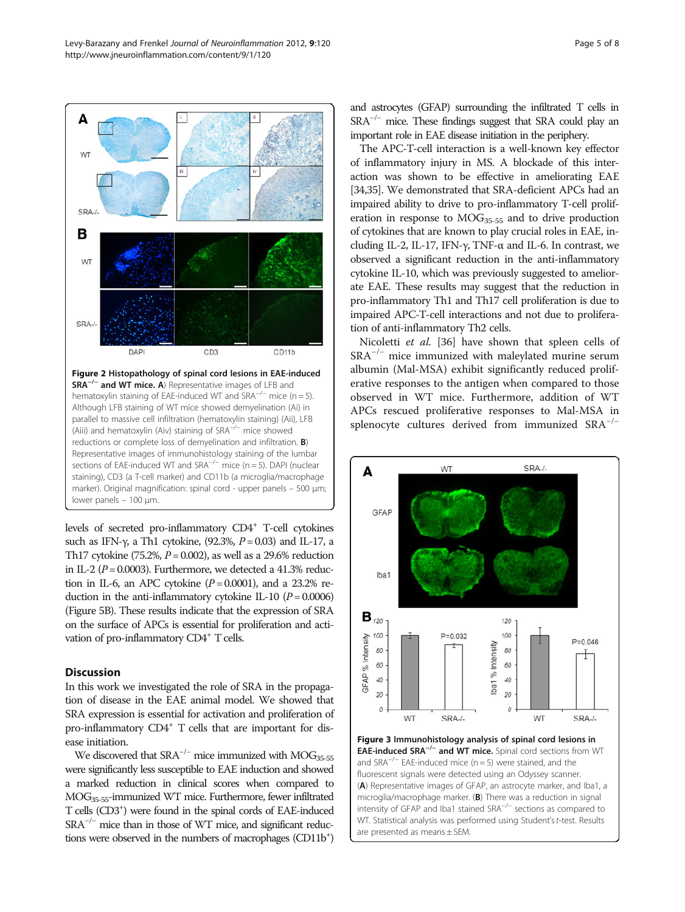**Figure 2 Histopathology of spinal cord lesions in EAE-induced SRA$^{-/-}$ and WT mice. A**) Representative images of LFB and hematoxylin staining of EAE-induced WT and SRA$^{-/-}$ mice (n = 5). Although LFB staining of WT mice showed demyelination (Ai) in parallel to massive cell infiltration (hematoxylin staining) (Aii), LFB (Aiii) and hematoxylin (Aiv) staining of SRA$^{-/-}$ mice showed reductions or complete loss of demyelination and infiltration. **B**) Representative images of immunohistology staining of the lumbar sections of EAE-induced WT and SRA$^{-/-}$ mice (n = 5). DAPI (nuclear staining), CD3 (a T-cell marker) and CD11b (a microglia/macrophage marker). Original magnification: spinal cord - upper panels – 500 μm; lower panels – 100 μm.

levels of secreted pro-inflammatory CD4$^+$ T-cell cytokines such as IFN-γ, a Th1 cytokine, (92.3%, $P = 0.03$) and IL-17, a Th17 cytokine (75.2%, $P = 0.002$), as well as a 29.6% reduction in IL-2 ($P = 0.0003$). Furthermore, we detected a 41.3% reduction in IL-6, an APC cytokine ($P = 0.0001$), and a 23.2% reduction in the anti-inflammatory cytokine IL-10 ($P = 0.0006$) (Figure 5B). These results indicate that the expression of SRA on the surface of APCs is essential for proliferation and activation of pro-inflammatory CD4$^+$ T cells.

## Discussion

In this work we investigated the role of SRA in the propagation of disease in the EAE animal model. We showed that SRA expression is essential for activation and proliferation of pro-inflammatory CD4$^+$ T cells that are important for disease initiation.

We discovered that SRA$^{-/-}$ mice immunized with $MOG_{35-55}$ were significantly less susceptible to EAE induction and showed a marked reduction in clinical scores when compared to $MOG_{35-55}$-immunized WT mice. Furthermore, fewer infiltrated T cells (CD3$^+$) were found in the spinal cords of EAE-induced SRA$^{-/-}$ mice than in those of WT mice, and significant reductions were observed in the numbers of macrophages (CD11b$^+$) and astrocytes (GFAP) surrounding the infiltrated T cells in SRA$^{-/-}$ mice. These findings suggest that SRA could play an important role in EAE disease initiation in the periphery.

The APC-T-cell interaction is a well-known key effector of inflammatory injury in MS. A blockade of this interaction was shown to be effective in ameliorating EAE [34,35]. We demonstrated that SRA-deficient APCs had an impaired ability to drive to pro-inflammatory T-cell proliferation in response to $MOG_{35-55}$ and to drive production of cytokines that are known to play crucial roles in EAE, including IL-2, IL-17, IFN-γ, TNF-α and IL-6. In contrast, we observed a significant reduction in the anti-inflammatory cytokine IL-10, which was previously suggested to ameliorate EAE. These results may suggest that the reduction in pro-inflammatory Th1 and Th17 cell proliferation is due to impaired APC-T-cell interactions and not due to proliferation of anti-inflammatory Th2 cells.

Nicoletti *et al.* [36] have shown that spleen cells of SRA$^{-/-}$ mice immunized with maleylated murine serum albumin (Mal-MSA) exhibit significantly reduced proliferative responses to the antigen when compared to those observed in WT mice. Furthermore, addition of WT APCs rescued proliferative responses to Mal-MSA in splenocyte cultures derived from immunized SRA$^{-/-}$

**Figure 3 Immunohistology analysis of spinal cord lesions in EAE-induced SRA$^{-/-}$ and WT mice.** Spinal cord sections from WT and SRA$^{-/-}$ EAE-induced mice (n = 5) were stained, and the fluorescent signals were detected using an Odyssey scanner. (**A**) Representative images of GFAP, an astrocyte marker, and Iba1, a microglia/macrophage marker. (**B**) There was a reduction in signal intensity of GFAP and Iba1 stained SRA$^{-/-}$ sections as compared to WT. Statistical analysis was performed using Student's *t*-test. Results are presented as means ± SEM.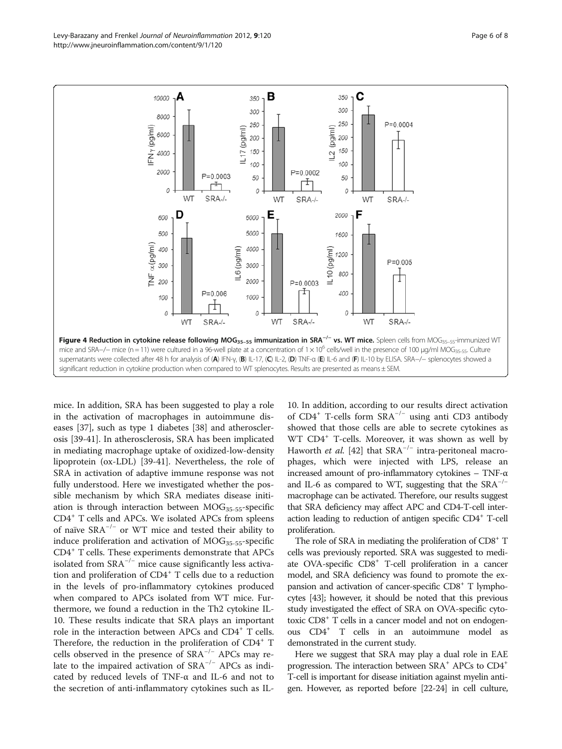**Figure 4 Reduction in cytokine release following $MOG_{35-55}$ immunization in $SRA^{-/-}$ vs. WT mice.** Spleen cells from $MOG_{35-55}$-immunized WT mice and SRA−/− mice (n = 11) were cultured in a 96-well plate at a concentration of $1 \times 10^6$ cells/well in the presence of 100 μg/ml $MOG_{35-55}$. Culture supernatants were collected after 48 h for analysis of (**A**) IFN-γ, (**B**) IL-17, (**C**) IL-2, (**D**) TNF-α (**E**) IL-6 and (**F**) IL-10 by ELISA. SRA−/− splenocytes showed a significant reduction in cytokine production when compared to WT splenocytes. Results are presented as means ± SEM.

mice. In addition, SRA has been suggested to play a role in the activation of macrophages in autoimmune diseases [37], such as type 1 diabetes [38] and atherosclerosis [39-41]. In atherosclerosis, SRA has been implicated in mediating macrophage uptake of oxidized-low-density lipoprotein (ox-LDL) [39-41]. Nevertheless, the role of SRA in activation of adaptive immune response was not fully understood. Here we investigated whether the possible mechanism by which SRA mediates disease initiation is through interaction between $MOG_{35-55}$-specific $CD4^+$ T cells and APCs. We isolated APCs from spleens of naïve $SRA^{-/-}$ or WT mice and tested their ability to induce proliferation and activation of $MOG_{35-55}$-specific $CD4^+$ T cells. These experiments demonstrate that APCs isolated from $SRA^{-/-}$ mice cause significantly less activation and proliferation of $CD4^+$ T cells due to a reduction in the levels of pro-inflammatory cytokines produced when compared to APCs isolated from WT mice. Furthermore, we found a reduction in the Th2 cytokine IL-10. These results indicate that SRA plays an important role in the interaction between APCs and $CD4^+$ T cells. Therefore, the reduction in the proliferation of $CD4^+$ T cells observed in the presence of $SRA^{-/-}$ APCs may relate to the impaired activation of $SRA^{-/-}$ APCs as indicated by reduced levels of TNF-α and IL-6 and not to the secretion of anti-inflammatory cytokines such as IL-10. In addition, according to our results direct activation of $CD4^+$ T-cells form $SRA^{-/-}$ using anti CD3 antibody showed that those cells are able to secrete cytokines as WT $CD4^+$ T-cells. Moreover, it was shown as well by Haworth *et al.* [42] that $SRA^{-/-}$ intra-peritoneal macrophages, which were injected with LPS, release an increased amount of pro-inflammatory cytokines – TNF-α and IL-6 as compared to WT, suggesting that the $SRA^{-/-}$ macrophage can be activated. Therefore, our results suggest that SRA deficiency may affect APC and CD4-T-cell interaction leading to reduction of antigen specific $CD4^+$ T-cell proliferation.

The role of SRA in mediating the proliferation of $CD8^+$ T cells was previously reported. SRA was suggested to mediate OVA-specific $CD8^+$ T-cell proliferation in a cancer model, and SRA deficiency was found to promote the expansion and activation of cancer-specific $CD8^+$ T lymphocytes [43]; however, it should be noted that this previous study investigated the effect of SRA on OVA-specific cytotoxic $CD8^+$ T cells in a cancer model and not on endogenous $CD4^+$ T cells in an autoimmune model as demonstrated in the current study.

Here we suggest that SRA may play a dual role in EAE progression. The interaction between $SRA^+$ APCs to $CD4^+$ T-cell is important for disease initiation against myelin antigen. However, as reported before [22-24] in cell culture,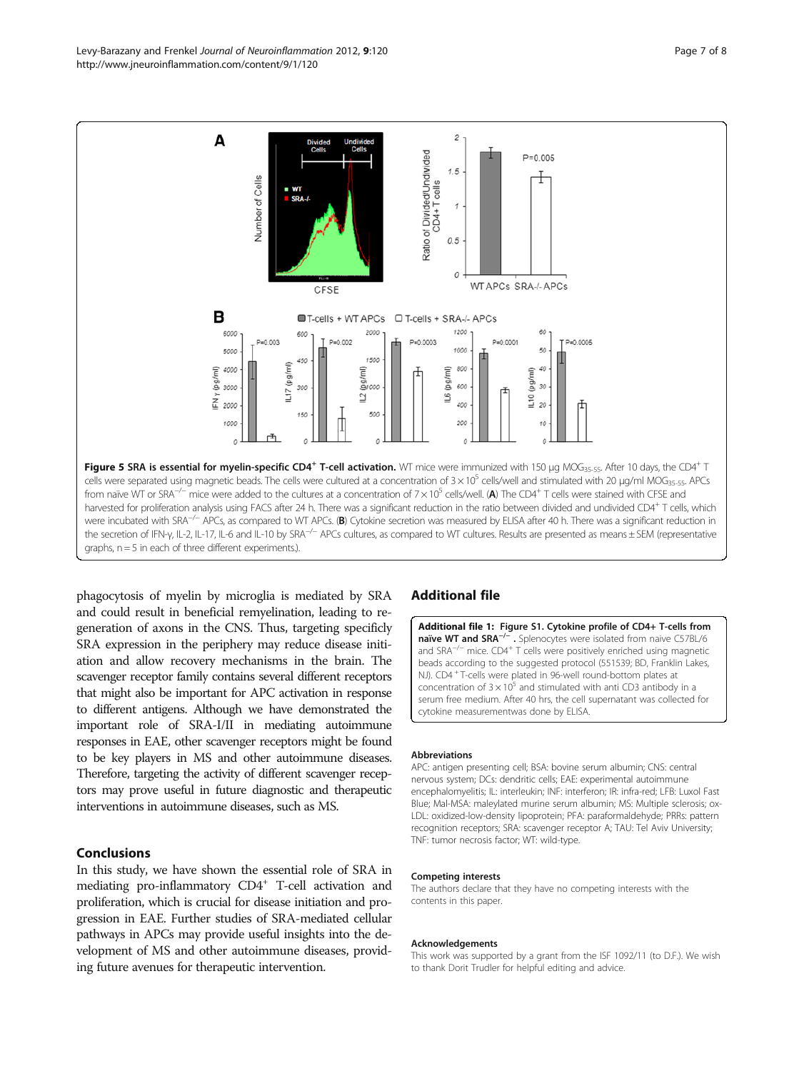**Figure 5 SRA is essential for myelin-specific CD4$^+$ T-cell activation.** WT mice were immunized with 150 μg $MOG_{35-55}$. After 10 days, the CD4$^+$ T cells were separated using magnetic beads. The cells were cultured at a concentration of $3 \times 10^5$ cells/well and stimulated with 20 μg/ml $MOG_{35-55}$. APCs from naïve WT or SRA$^{-/-}$ mice were added to the cultures at a concentration of $7 \times 10^5$ cells/well. (**A**) The CD4$^+$ T cells were stained with CFSE and harvested for proliferation analysis using FACS after 24 h. There was a significant reduction in the ratio between divided and undivided CD4$^+$ T cells, which were incubated with SRA$^{-/-}$ APCs, as compared to WT APCs. (**B**) Cytokine secretion was measured by ELISA after 40 h. There was a significant reduction in the secretion of IFN-γ, IL-2, IL-17, IL-6 and IL-10 by SRA$^{-/-}$ APCs cultures, as compared to WT cultures. Results are presented as means ± SEM (representative graphs, n = 5 in each of three different experiments.).

phagocytosis of myelin by microglia is mediated by SRA and could result in beneficial remyelination, leading to regeneration of axons in the CNS. Thus, targeting specificly SRA expression in the periphery may reduce disease initiation and allow recovery mechanisms in the brain. The scavenger receptor family contains several different receptors that might also be important for APC activation in response to different antigens. Although we have demonstrated the important role of SRA-I/II in mediating autoimmune responses in EAE, other scavenger receptors might be found to be key players in MS and other autoimmune diseases. Therefore, targeting the activity of different scavenger receptors may prove useful in future diagnostic and therapeutic interventions in autoimmune diseases, such as MS.

## Conclusions

In this study, we have shown the essential role of SRA in mediating pro-inflammatory CD4$^+$ T-cell activation and proliferation, which is crucial for disease initiation and progression in EAE. Further studies of SRA-mediated cellular pathways in APCs may provide useful insights into the development of MS and other autoimmune diseases, providing future avenues for therapeutic intervention.

## Additional file

**Additional file 1: Figure S1. Cytokine profile of CD4+ T-cells from naïve WT and SRA$^{-/-}$ .** Splenocytes were isolated from naive C57BL/6 and SRA$^{-/-}$ mice. CD4$^+$ T cells were positively enriched using magnetic beads according to the suggested protocol (551539; BD, Franklin Lakes, NJ). CD4$^+$ T-cells were plated in 96-well round-bottom plates at concentration of $3 \times 10^5$ and stimulated with anti CD3 antibody in a serum free medium. After 40 hrs, the cell supernatant was collected for cytokine measurementwas done by ELISA.

### Abbreviations

APC: antigen presenting cell; BSA: bovine serum albumin; CNS: central nervous system; DCs: dendritic cells; EAE: experimental autoimmune encephalomyelitis; IL: interleukin; INF: interferon; IR: infra-red; LFB: Luxol Fast Blue; Mal-MSA: maleylated murine serum albumin; MS: Multiple sclerosis; ox-LDL: oxidized-low-density lipoprotein; PFA: paraformaldehyde; PRRs: pattern recognition receptors; SRA: scavenger receptor A; TAU: Tel Aviv University; TNF: tumor necrosis factor; WT: wild-type.

### Competing interests

The authors declare that they have no competing interests with the contents in this paper.

### Acknowledgements

This work was supported by a grant from the ISF 1092/11 (to D.F.). We wish to thank Dorit Trudler for helpful editing and advice.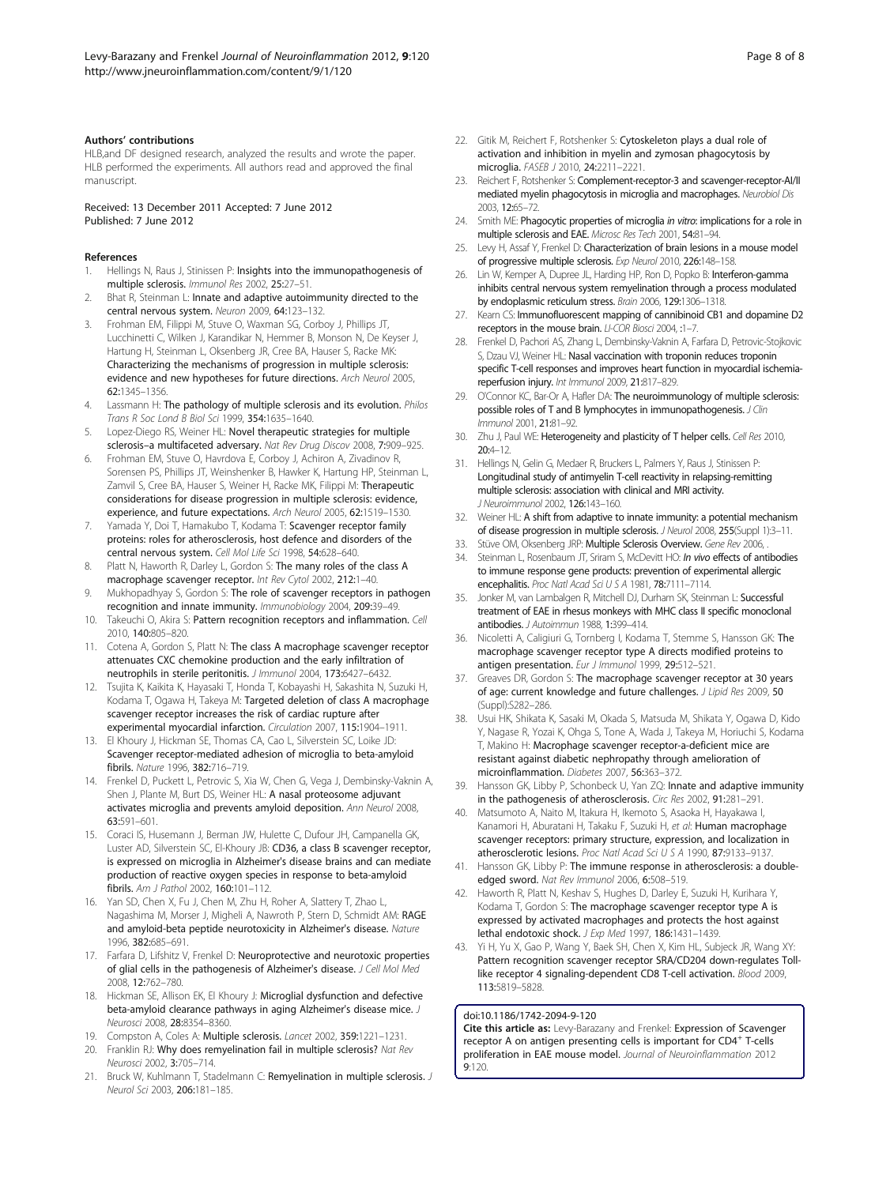### Authors' contributions

HLB,and DF designed research, analyzed the results and wrote the paper. HLB performed the experiments. All authors read and approved the final manuscript.

Received: 13 December 2011 Accepted: 7 June 2012
Published: 7 June 2012

### References

1. Hellings N, Raus J, Stinissen P: **Insights into the immunopathogenesis of multiple sclerosis.** *Immunol Res* 2002, **25:**27–51.
2. Bhat R, Steinman L: **Innate and adaptive autoimmunity directed to the central nervous system.** *Neuron* 2009, **64:**123–132.
3. Frohman EM, Filippi M, Stuve O, Waxman SG, Corboy J, Phillips JT, Lucchinetti C, Wilken J, Karandikar N, Hemmer B, Monson N, De Keyser J, Hartung H, Steinman L, Oksenberg JR, Cree BA, Hauser S, Racke MK: **Characterizing the mechanisms of progression in multiple sclerosis: evidence and new hypotheses for future directions.** *Arch Neurol* 2005, **62:**1345–1356.
4. Lassmann H: **The pathology of multiple sclerosis and its evolution.** *Philos Trans R Soc Lond B Biol Sci* 1999, **354:**1635–1640.
5. Lopez-Diego RS, Weiner HL: **Novel therapeutic strategies for multiple sclerosis–a multifaceted adversary.** *Nat Rev Drug Discov* 2008, **7:**909–925.
6. Frohman EM, Stuve O, Havrdova E, Corboy J, Achiron A, Zivadinov R, Sorensen PS, Phillips JT, Weinshenker B, Hawker K, Hartung HP, Steinman L, Zamvil S, Cree BA, Hauser S, Weiner H, Racke MK, Filippi M: **Therapeutic considerations for disease progression in multiple sclerosis: evidence, experience, and future expectations.** *Arch Neurol* 2005, **62:**1519–1530.
7. Yamada Y, Doi T, Hamakubo T, Kodama T: **Scavenger receptor family proteins: roles for atherosclerosis, host defence and disorders of the central nervous system.** *Cell Mol Life Sci* 1998, **54:**628–640.
8. Platt N, Haworth R, Darley L, Gordon S: **The many roles of the class A macrophage scavenger receptor.** *Int Rev Cytol* 2002, **212:**1–40.
9. Mukhopadhyay S, Gordon S: **The role of scavenger receptors in pathogen recognition and innate immunity.** *Immunobiology* 2004, **209:**39–49.
10. Takeuchi O, Akira S: **Pattern recognition receptors and inflammation.** *Cell* 2010, **140:**805–820.
11. Cotena A, Gordon S, Platt N: **The class A macrophage scavenger receptor attenuates CXC chemokine production and the early infiltration of neutrophils in sterile peritonitis.** *J Immunol* 2004, **173:**6427–6432.
12. Tsujita K, Kaikita K, Hayasaki T, Honda T, Kobayashi H, Sakashita N, Suzuki H, Kodama T, Ogawa H, Takeya M: **Targeted deletion of class A macrophage scavenger receptor increases the risk of cardiac rupture after experimental myocardial infarction.** *Circulation* 2007, **115:**1904–1911.
13. El Khoury J, Hickman SE, Thomas CA, Cao L, Silverstein SC, Loike JD: **Scavenger receptor-mediated adhesion of microglia to beta-amyloid fibrils.** *Nature* 1996, **382:**716–719.
14. Frenkel D, Puckett L, Petrovic S, Xia W, Chen G, Vega J, Dembinsky-Vaknin A, Shen J, Plante M, Burt DS, Weiner HL: **A nasal proteosome adjuvant activates microglia and prevents amyloid deposition.** *Ann Neurol* 2008, **63:**591–601.
15. Coraci IS, Husemann J, Berman JW, Hulette C, Dufour JH, Campanella GK, Luster AD, Silverstein SC, El-Khoury JB: **CD36, a class B scavenger receptor, is expressed on microglia in Alzheimer's disease brains and can mediate production of reactive oxygen species in response to beta-amyloid fibrils.** *Am J Pathol* 2002, **160:**101–112.
16. Yan SD, Chen X, Fu J, Chen M, Zhu H, Roher A, Slattery T, Zhao L, Nagashima M, Morser J, Migheli A, Nawroth P, Stern D, Schmidt AM: **RAGE and amyloid-beta peptide neurotoxicity in Alzheimer's disease.** *Nature* 1996, **382:**685–691.
17. Farfara D, Lifshitz V, Frenkel D: **Neuroprotective and neurotoxic properties of glial cells in the pathogenesis of Alzheimer's disease.** *J Cell Mol Med* 2008, **12:**762–780.
18. Hickman SE, Allison EK, El Khoury J: **Microglial dysfunction and defective beta-amyloid clearance pathways in aging Alzheimer's disease mice.** *J Neurosci* 2008, **28:**8354–8360.
19. Compston A, Coles A: **Multiple sclerosis.** *Lancet* 2002, **359:**1221–1231.
20. Franklin RJ: **Why does remyelination fail in multiple sclerosis?** *Nat Rev Neurosci* 2002, **3:**705–714.
21. Bruck W, Kuhlmann T, Stadelmann C: **Remyelination in multiple sclerosis.** *J Neurol Sci* 2003, **206:**181–185.
22. Gitik M, Reichert F, Rotshenker S: **Cytoskeleton plays a dual role of activation and inhibition in myelin and zymosan phagocytosis by microglia.** *FASEB J* 2010, **24:**2211–2221.
23. Reichert F, Rotshenker S: **Complement-receptor-3 and scavenger-receptor-AI/II mediated myelin phagocytosis in microglia and macrophages.** *Neurobiol Dis* 2003, **12:**65–72.
24. Smith ME: **Phagocytic properties of microglia *in vitro*: implications for a role in multiple sclerosis and EAE.** *Microsc Res Tech* 2001, **54:**81–94.
25. Levy H, Assaf Y, Frenkel D: **Characterization of brain lesions in a mouse model of progressive multiple sclerosis.** *Exp Neurol* 2010, **226:**148–158.
26. Lin W, Kemper A, Dupree JL, Harding HP, Ron D, Popko B: **Interferon-gamma inhibits central nervous system remyelination through a process modulated by endoplasmic reticulum stress.** *Brain* 2006, **129:**1306–1318.
27. Kearn CS: **Immunofluorescent mapping of cannibinoid CB1 and dopamine D2 receptors in the mouse brain.** *LI-COR Biosci* 2004, **:**1–7.
28. Frenkel D, Pachori AS, Zhang L, Dembinsky-Vaknin A, Farfara D, Petrovic-Stojkovic S, Dzau VJ, Weiner HL: **Nasal vaccination with troponin reduces troponin specific T-cell responses and improves heart function in myocardial ischemia-reperfusion injury.** *Int Immunol* 2009, **21:**817–829.
29. O'Connor KC, Bar-Or A, Hafler DA: **The neuroimmunology of multiple sclerosis: possible roles of T and B lymphocytes in immunopathogenesis.** *J Clin Immunol* 2001, **21:**81–92.
30. Zhu J, Paul WE: **Heterogeneity and plasticity of T helper cells.** *Cell Res* 2010, **20:**4–12.
31. Hellings N, Gelin G, Medaer R, Bruckers L, Palmers Y, Raus J, Stinissen P: **Longitudinal study of antimyelin T-cell reactivity in relapsing-remitting multiple sclerosis: association with clinical and MRI activity.** *J Neuroimmunol* 2002, **126:**143–160.
32. Weiner HL: **A shift from adaptive to innate immunity: a potential mechanism of disease progression in multiple sclerosis.** *J Neurol* 2008, **255**(Suppl 1):3–11.
33. Stüve OM, Oksenberg JRP: **Multiple Sclerosis Overview.** *Gene Rev* 2006, .
34. Steinman L, Rosenbaum JT, Sriram S, McDevitt HO: ***In vivo* effects of antibodies to immune response gene products: prevention of experimental allergic encephalitis.** *Proc Natl Acad Sci U S A* 1981, **78:**7111–7114.
35. Jonker M, van Lambalgen R, Mitchell DJ, Durham SK, Steinman L: **Successful treatment of EAE in rhesus monkeys with MHC class II specific monoclonal antibodies.** *J Autoimmun* 1988, **1:**399–414.
36. Nicoletti A, Caligiuri G, Tornberg I, Kodama T, Stemme S, Hansson GK: **The macrophage scavenger receptor type A directs modified proteins to antigen presentation.** *Eur J Immunol* 1999, **29:**512–521.
37. Greaves DR, Gordon S: **The macrophage scavenger receptor at 30 years of age: current knowledge and future challenges.** *J Lipid Res* 2009, **50** (Suppl):S282–286.
38. Usui HK, Shikata K, Sasaki M, Okada S, Matsuda M, Shikata Y, Ogawa D, Kido Y, Nagase R, Yozai K, Ohga S, Tone A, Wada J, Takeya M, Horiuchi S, Kodama T, Makino H: **Macrophage scavenger receptor-a-deficient mice are resistant against diabetic nephropathy through amelioration of microinflammation.** *Diabetes* 2007, **56:**363–372.
39. Hansson GK, Libby P, Schonbeck U, Yan ZQ: **Innate and adaptive immunity in the pathogenesis of atherosclerosis.** *Circ Res* 2002, **91:**281–291.
40. Matsumoto A, Naito M, Itakura H, Ikemoto S, Asaoka H, Hayakawa I, Kanamori H, Aburatani H, Takaku F, Suzuki H, *et al*: **Human macrophage scavenger receptors: primary structure, expression, and localization in atherosclerotic lesions.** *Proc Natl Acad Sci U S A* 1990, **87:**9133–9137.
41. Hansson GK, Libby P: **The immune response in atherosclerosis: a double-edged sword.** *Nat Rev Immunol* 2006, **6:**508–519.
42. Haworth R, Platt N, Keshav S, Hughes D, Darley E, Suzuki H, Kurihara Y, Kodama T, Gordon S: **The macrophage scavenger receptor type A is expressed by activated macrophages and protects the host against lethal endotoxic shock.** *J Exp Med* 1997, **186:**1431–1439.
43. Yi H, Yu X, Gao P, Wang Y, Baek SH, Chen X, Kim HL, Subjeck JR, Wang XY: **Pattern recognition scavenger receptor SRA/CD204 down-regulates Toll-like receptor 4 signaling-dependent CD8 T-cell activation.** *Blood* 2009, **113:**5819–5828.

doi:10.1186/1742-2094-9-120
**Cite this article as:** Levy-Barazany and Frenkel: Expression of Scavenger receptor A on antigen presenting cells is important for $CD4^+$ T-cells proliferation in EAE mouse model. *Journal of Neuroinflammation* 2012 **9**:120.